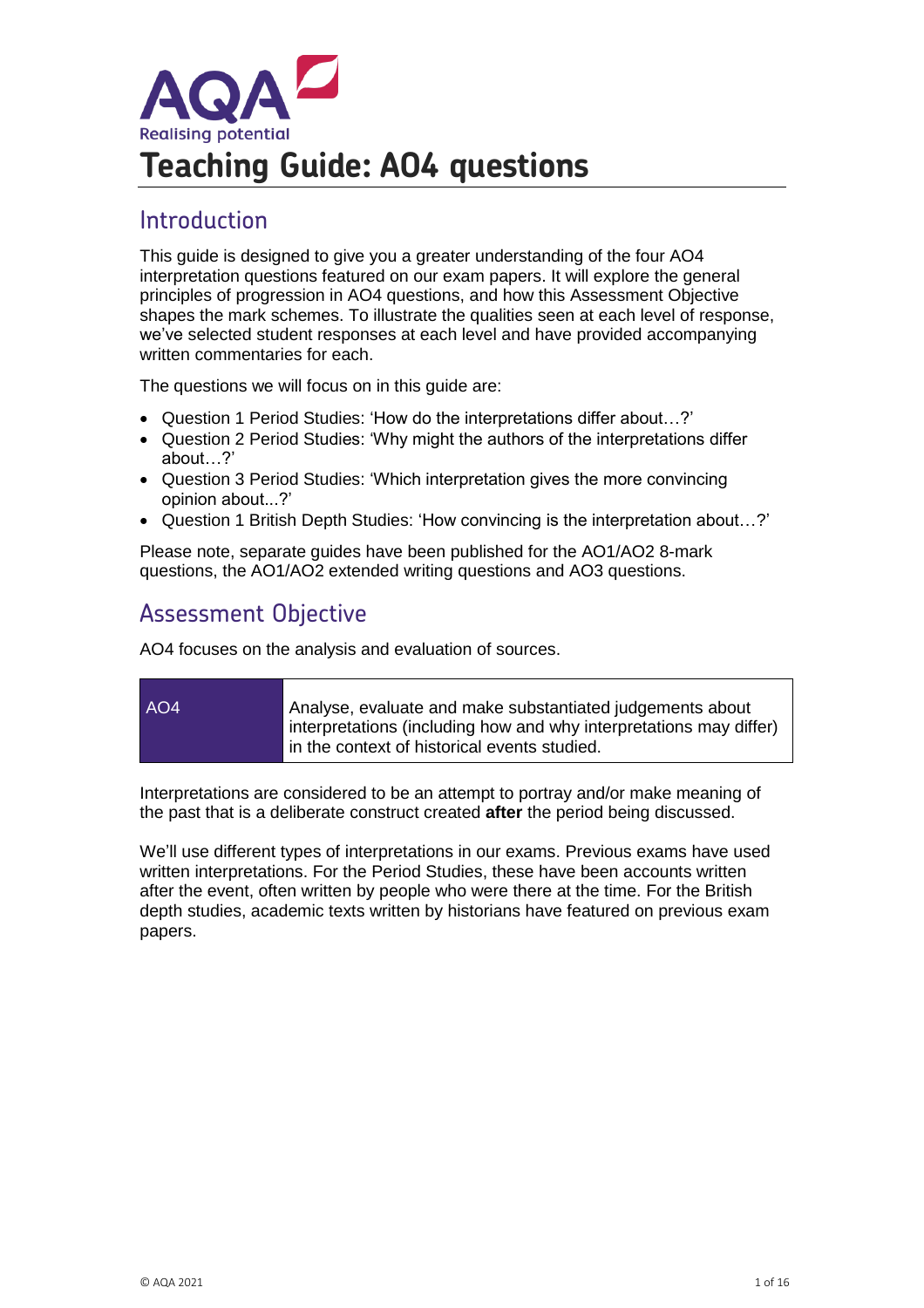# Teaching Guide: AO4 questions

## Introduction

This guide is designed to give you a greater understanding of the four AO4 interpretation questions featured on our exam papers. It will explore the general principles of progression in AO4 questions, and how this Assessment Objective shapes the mark schemes. To illustrate the qualities seen at each level of response, we've selected student responses at each level and have provided accompanying written commentaries for each.

The questions we will focus on in this guide are:

- Question 1 Period Studies: 'How do the interpretations differ about…?'
- Question 2 Period Studies: 'Why might the authors of the interpretations differ about…?'
- Question 3 Period Studies: 'Which interpretation gives the more convincing opinion about...?'
- Question 1 British Depth Studies: 'How convincing is the interpretation about…?'

Please note, separate guides have been published for the AO1/AO2 8-mark questions, the AO1/AO2 extended writing questions and AO3 questions.

## Assessment Objective

AO4 focuses on the analysis and evaluation of sources.

| AO4 | Analyse, evaluate and make substantiated judgements about interpretations (including how and why interpretations may differ) in the context of historical events studied. |
|---|---|

Interpretations are considered to be an attempt to portray and/or make meaning of the past that is a deliberate construct created **after** the period being discussed.

We'll use different types of interpretations in our exams. Previous exams have used written interpretations. For the Period Studies, these have been accounts written after the event, often written by people who were there at the time. For the British depth studies, academic texts written by historians have featured on previous exam papers.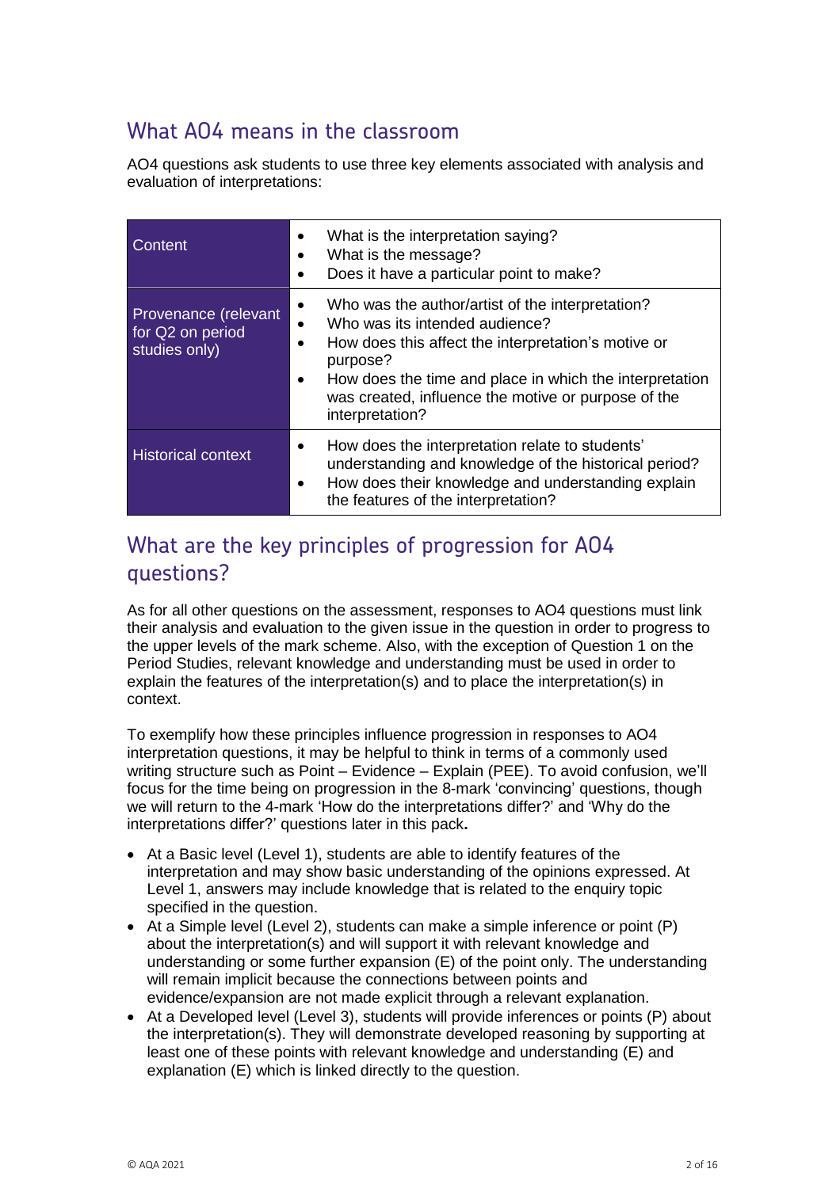## What AO4 means in the classroom

AO4 questions ask students to use three key elements associated with analysis and evaluation of interpretations:

| | |
|---|---|
| Content | • What is the interpretation saying?<br>• What is the message?<br>• Does it have a particular point to make? |
| Provenance (relevant for Q2 on period studies only) | • Who was the author/artist of the interpretation?<br>• Who was its intended audience?<br>• How does this affect the interpretation's motive or purpose?<br>• How does the time and place in which the interpretation was created, influence the motive or purpose of the interpretation? |
| Historical context | • How does the interpretation relate to students' understanding and knowledge of the historical period?<br>• How does their knowledge and understanding explain the features of the interpretation? |

## What are the key principles of progression for AO4 questions?

As for all other questions on the assessment, responses to AO4 questions must link their analysis and evaluation to the given issue in the question in order to progress to the upper levels of the mark scheme. Also, with the exception of Question 1 on the Period Studies, relevant knowledge and understanding must be used in order to explain the features of the interpretation(s) and to place the interpretation(s) in context.

To exemplify how these principles influence progression in responses to AO4 interpretation questions, it may be helpful to think in terms of a commonly used writing structure such as Point – Evidence – Explain (PEE). To avoid confusion, we'll focus for the time being on progression in the 8-mark 'convincing' questions, though we will return to the 4-mark 'How do the interpretations differ?' and 'Why do the interpretations differ?' questions later in this pack**.**

- At a Basic level (Level 1), students are able to identify features of the interpretation and may show basic understanding of the opinions expressed. At Level 1, answers may include knowledge that is related to the enquiry topic specified in the question.
- At a Simple level (Level 2), students can make a simple inference or point (P) about the interpretation(s) and will support it with relevant knowledge and understanding or some further expansion (E) of the point only. The understanding will remain implicit because the connections between points and evidence/expansion are not made explicit through a relevant explanation.
- At a Developed level (Level 3), students will provide inferences or points (P) about the interpretation(s). They will demonstrate developed reasoning by supporting at least one of these points with relevant knowledge and understanding (E) and explanation (E) which is linked directly to the question.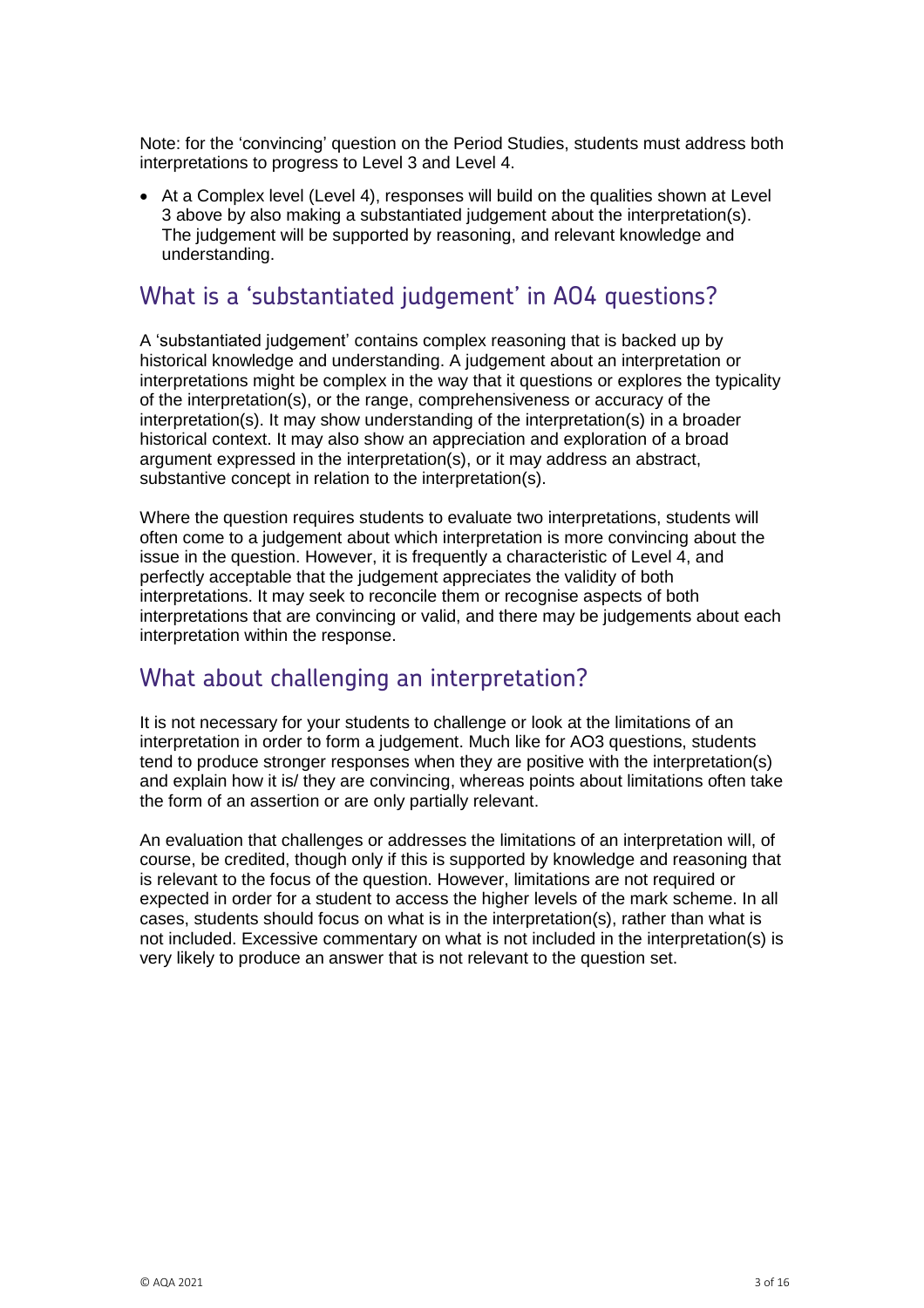Note: for the 'convincing' question on the Period Studies, students must address both interpretations to progress to Level 3 and Level 4.

- At a Complex level (Level 4), responses will build on the qualities shown at Level 3 above by also making a substantiated judgement about the interpretation(s). The judgement will be supported by reasoning, and relevant knowledge and understanding.

## What is a 'substantiated judgement' in AO4 questions?

A 'substantiated judgement' contains complex reasoning that is backed up by historical knowledge and understanding. A judgement about an interpretation or interpretations might be complex in the way that it questions or explores the typicality of the interpretation(s), or the range, comprehensiveness or accuracy of the interpretation(s). It may show understanding of the interpretation(s) in a broader historical context. It may also show an appreciation and exploration of a broad argument expressed in the interpretation(s), or it may address an abstract, substantive concept in relation to the interpretation(s).

Where the question requires students to evaluate two interpretations, students will often come to a judgement about which interpretation is more convincing about the issue in the question. However, it is frequently a characteristic of Level 4, and perfectly acceptable that the judgement appreciates the validity of both interpretations. It may seek to reconcile them or recognise aspects of both interpretations that are convincing or valid, and there may be judgements about each interpretation within the response.

## What about challenging an interpretation?

It is not necessary for your students to challenge or look at the limitations of an interpretation in order to form a judgement. Much like for AO3 questions, students tend to produce stronger responses when they are positive with the interpretation(s) and explain how it is/ they are convincing, whereas points about limitations often take the form of an assertion or are only partially relevant.

An evaluation that challenges or addresses the limitations of an interpretation will, of course, be credited, though only if this is supported by knowledge and reasoning that is relevant to the focus of the question. However, limitations are not required or expected in order for a student to access the higher levels of the mark scheme. In all cases, students should focus on what is in the interpretation(s), rather than what is not included. Excessive commentary on what is not included in the interpretation(s) is very likely to produce an answer that is not relevant to the question set.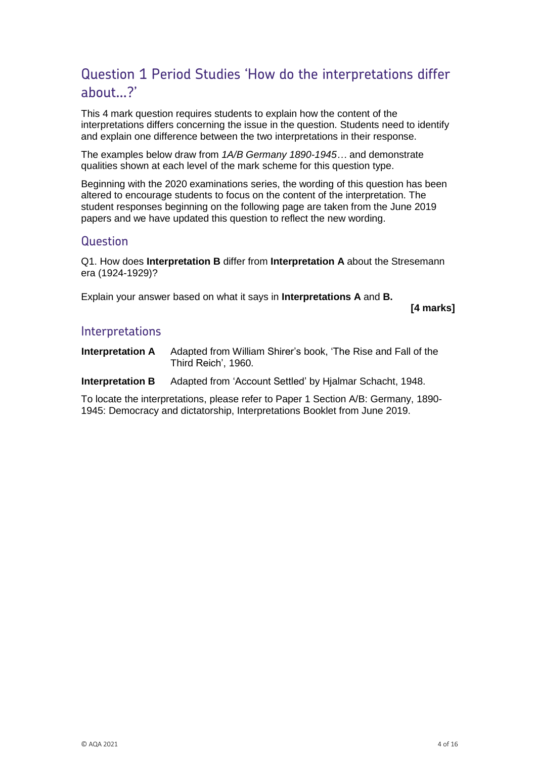## Question 1 Period Studies 'How do the interpretations differ about…?'

This 4 mark question requires students to explain how the content of the interpretations differs concerning the issue in the question. Students need to identify and explain one difference between the two interpretations in their response.

The examples below draw from *1A/B Germany 1890-1945…* and demonstrate qualities shown at each level of the mark scheme for this question type.

Beginning with the 2020 examinations series, the wording of this question has been altered to encourage students to focus on the content of the interpretation. The student responses beginning on the following page are taken from the June 2019 papers and we have updated this question to reflect the new wording.

### Question

Q1. How does **Interpretation B** differ from **Interpretation A** about the Stresemann era (1924-1929)?

Explain your answer based on what it says in **Interpretations A** and **B.**

**[4 marks]**

### Interpretations

| | |
|---|---|
| **Interpretation A** | Adapted from William Shirer's book, 'The Rise and Fall of the Third Reich', 1960. |
| **Interpretation B** | Adapted from 'Account Settled' by Hjalmar Schacht, 1948. |

To locate the interpretations, please refer to Paper 1 Section A/B: Germany, 1890-1945: Democracy and dictatorship, Interpretations Booklet from June 2019.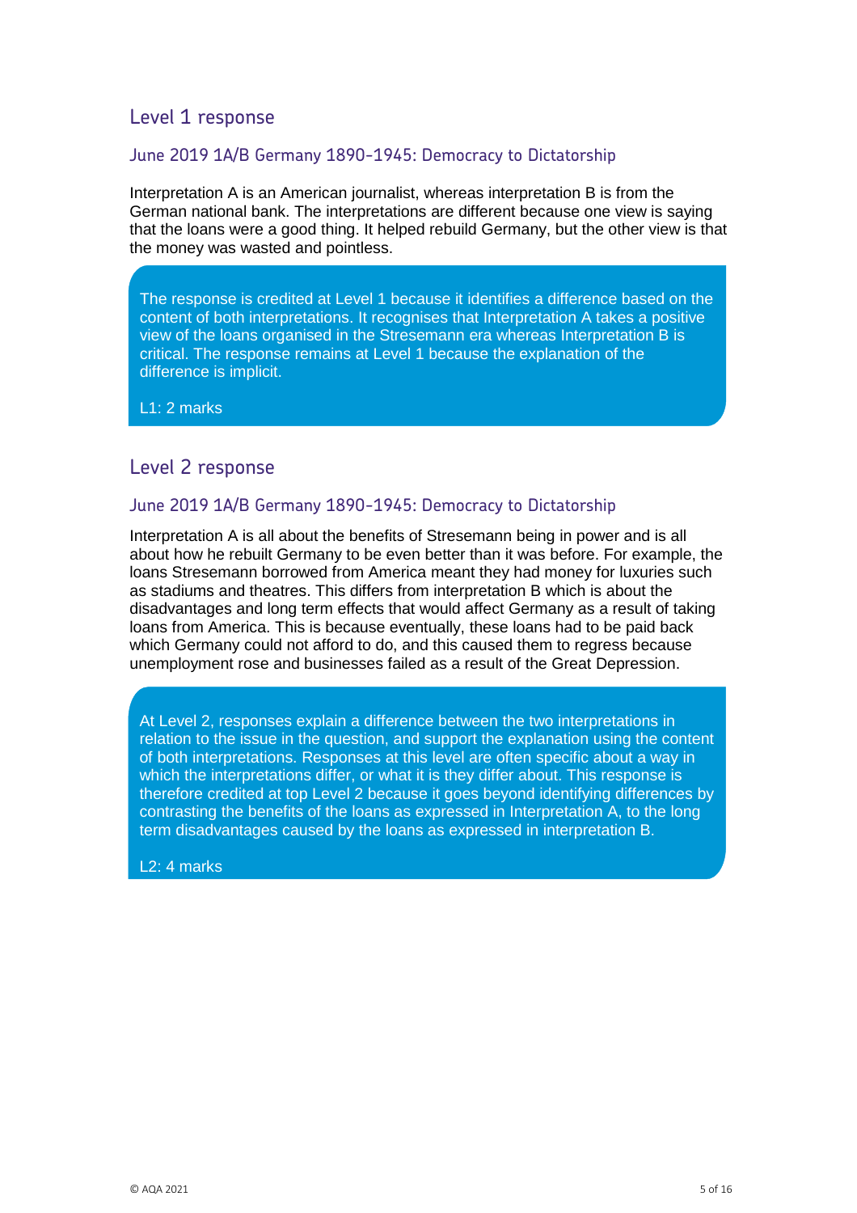## Level 1 response

### June 2019 1A/B Germany 1890-1945: Democracy to Dictatorship

Interpretation A is an American journalist, whereas interpretation B is from the German national bank. The interpretations are different because one view is saying that the loans were a good thing. It helped rebuild Germany, but the other view is that the money was wasted and pointless.

> The response is credited at Level 1 because it identifies a difference based on the content of both interpretations. It recognises that Interpretation A takes a positive view of the loans organised in the Stresemann era whereas Interpretation B is critical. The response remains at Level 1 because the explanation of the difference is implicit.
>
> L1: 2 marks

## Level 2 response

### June 2019 1A/B Germany 1890-1945: Democracy to Dictatorship

Interpretation A is all about the benefits of Stresemann being in power and is all about how he rebuilt Germany to be even better than it was before. For example, the loans Stresemann borrowed from America meant they had money for luxuries such as stadiums and theatres. This differs from interpretation B which is about the disadvantages and long term effects that would affect Germany as a result of taking loans from America. This is because eventually, these loans had to be paid back which Germany could not afford to do, and this caused them to regress because unemployment rose and businesses failed as a result of the Great Depression.

> At Level 2, responses explain a difference between the two interpretations in relation to the issue in the question, and support the explanation using the content of both interpretations. Responses at this level are often specific about a way in which the interpretations differ, or what it is they differ about. This response is therefore credited at top Level 2 because it goes beyond identifying differences by contrasting the benefits of the loans as expressed in Interpretation A, to the long term disadvantages caused by the loans as expressed in interpretation B.
>
> L2: 4 marks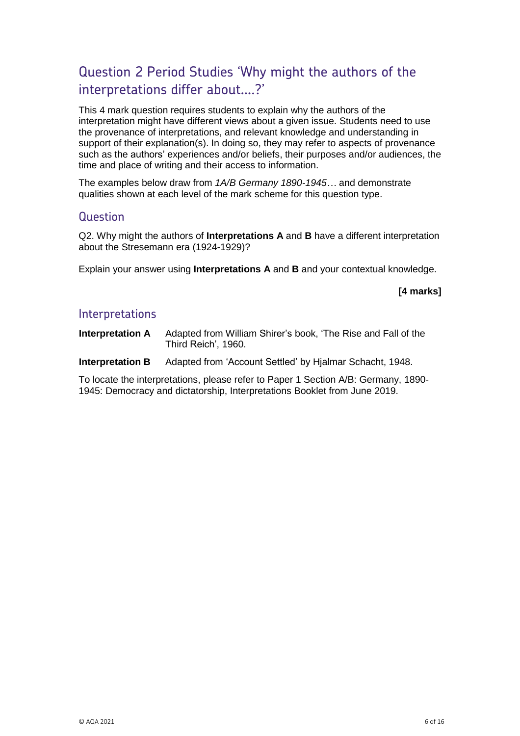## Question 2 Period Studies 'Why might the authors of the interpretations differ about….?'

This 4 mark question requires students to explain why the authors of the interpretation might have different views about a given issue. Students need to use the provenance of interpretations, and relevant knowledge and understanding in support of their explanation(s). In doing so, they may refer to aspects of provenance such as the authors' experiences and/or beliefs, their purposes and/or audiences, the time and place of writing and their access to information.

The examples below draw from *1A/B Germany 1890-1945*… and demonstrate qualities shown at each level of the mark scheme for this question type.

### Question

Q2. Why might the authors of **Interpretations A** and **B** have a different interpretation about the Stresemann era (1924-1929)?

Explain your answer using **Interpretations A** and **B** and your contextual knowledge.

**[4 marks]**

### Interpretations

**Interpretation A** Adapted from William Shirer's book, 'The Rise and Fall of the Third Reich', 1960.

**Interpretation B** Adapted from 'Account Settled' by Hjalmar Schacht, 1948.

To locate the interpretations, please refer to Paper 1 Section A/B: Germany, 1890-1945: Democracy and dictatorship, Interpretations Booklet from June 2019.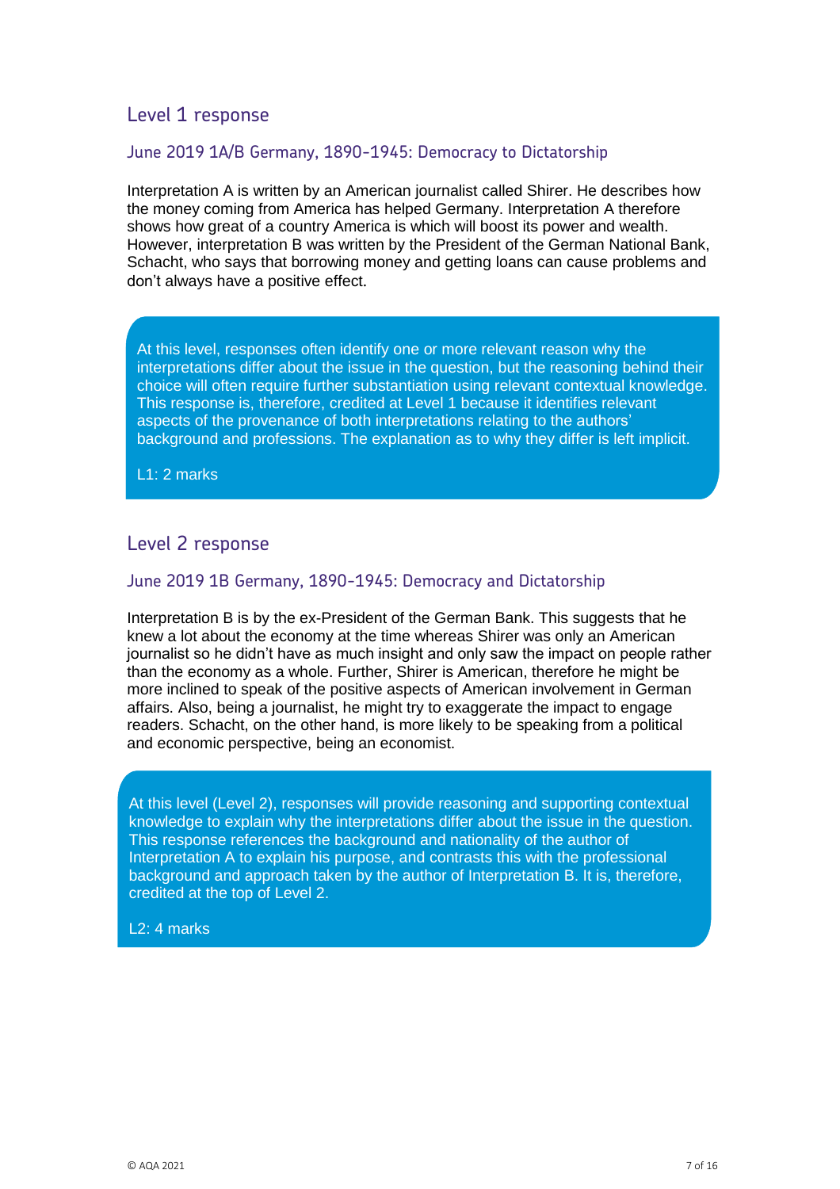## Level 1 response

### June 2019 1A/B Germany, 1890-1945: Democracy to Dictatorship

Interpretation A is written by an American journalist called Shirer. He describes how the money coming from America has helped Germany. Interpretation A therefore shows how great of a country America is which will boost its power and wealth. However, interpretation B was written by the President of the German National Bank, Schacht, who says that borrowing money and getting loans can cause problems and don't always have a positive effect.

> At this level, responses often identify one or more relevant reason why the interpretations differ about the issue in the question, but the reasoning behind their choice will often require further substantiation using relevant contextual knowledge. This response is, therefore, credited at Level 1 because it identifies relevant aspects of the provenance of both interpretations relating to the authors' background and professions. The explanation as to why they differ is left implicit.
>
> L1: 2 marks

## Level 2 response

### June 2019 1B Germany, 1890-1945: Democracy and Dictatorship

Interpretation B is by the ex-President of the German Bank. This suggests that he knew a lot about the economy at the time whereas Shirer was only an American journalist so he didn't have as much insight and only saw the impact on people rather than the economy as a whole. Further, Shirer is American, therefore he might be more inclined to speak of the positive aspects of American involvement in German affairs. Also, being a journalist, he might try to exaggerate the impact to engage readers. Schacht, on the other hand, is more likely to be speaking from a political and economic perspective, being an economist.

> At this level (Level 2), responses will provide reasoning and supporting contextual knowledge to explain why the interpretations differ about the issue in the question. This response references the background and nationality of the author of Interpretation A to explain his purpose, and contrasts this with the professional background and approach taken by the author of Interpretation B. It is, therefore, credited at the top of Level 2.
>
> L2: 4 marks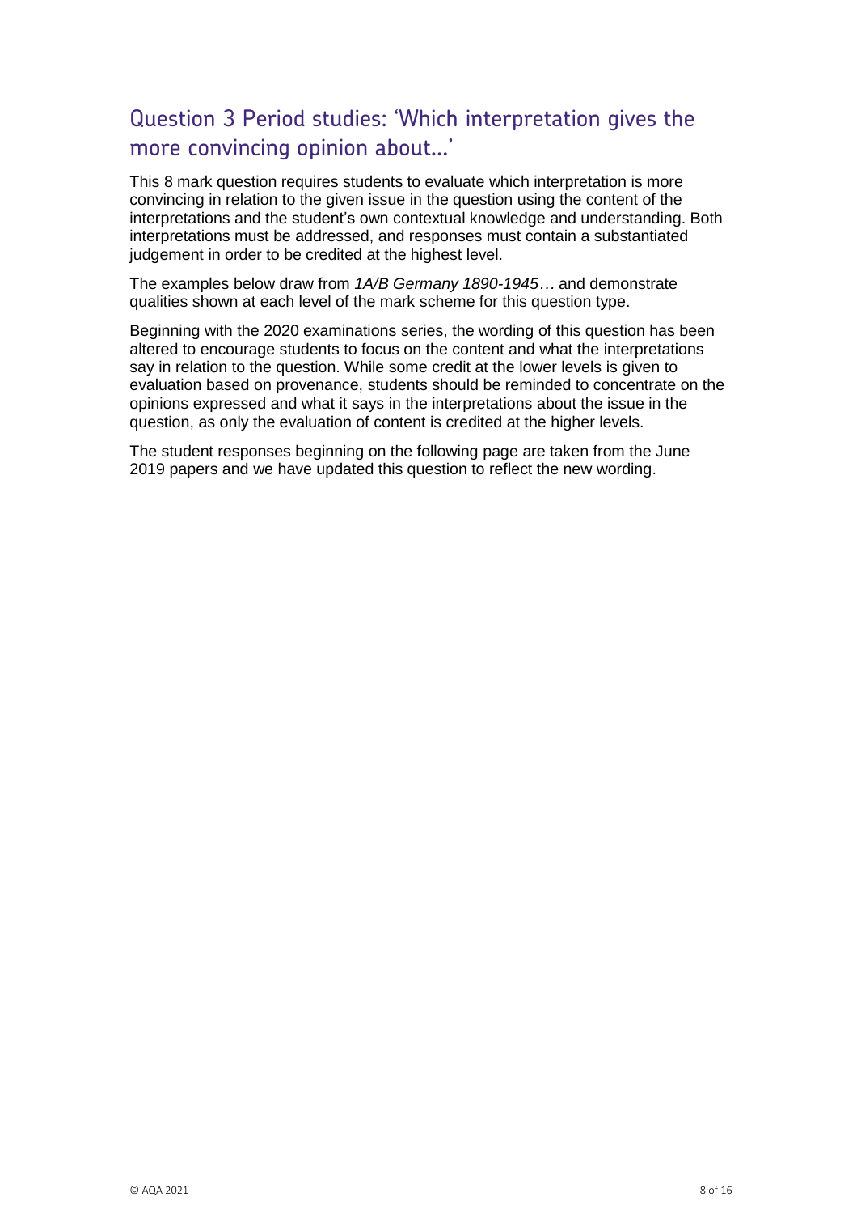## Question 3 Period studies: 'Which interpretation gives the more convincing opinion about…'

This 8 mark question requires students to evaluate which interpretation is more convincing in relation to the given issue in the question using the content of the interpretations and the student's own contextual knowledge and understanding. Both interpretations must be addressed, and responses must contain a substantiated judgement in order to be credited at the highest level.

The examples below draw from *1A/B Germany 1890-1945*… and demonstrate qualities shown at each level of the mark scheme for this question type.

Beginning with the 2020 examinations series, the wording of this question has been altered to encourage students to focus on the content and what the interpretations say in relation to the question. While some credit at the lower levels is given to evaluation based on provenance, students should be reminded to concentrate on the opinions expressed and what it says in the interpretations about the issue in the question, as only the evaluation of content is credited at the higher levels.

The student responses beginning on the following page are taken from the June 2019 papers and we have updated this question to reflect the new wording.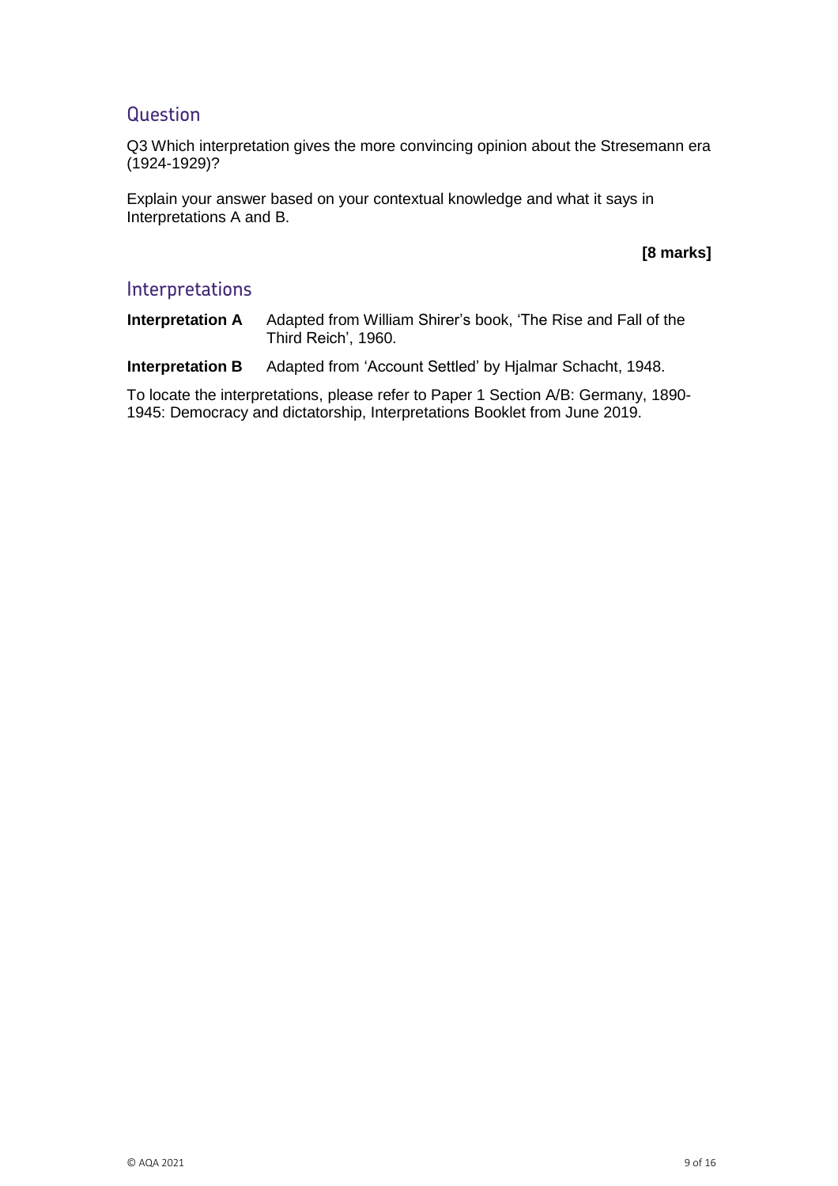## Question

Q3 Which interpretation gives the more convincing opinion about the Stresemann era (1924-1929)?

Explain your answer based on your contextual knowledge and what it says in Interpretations A and B.

**[8 marks]**

## Interpretations

**Interpretation A** Adapted from William Shirer's book, 'The Rise and Fall of the Third Reich', 1960.

**Interpretation B** Adapted from 'Account Settled' by Hjalmar Schacht, 1948.

To locate the interpretations, please refer to Paper 1 Section A/B: Germany, 1890-1945: Democracy and dictatorship, Interpretations Booklet from June 2019.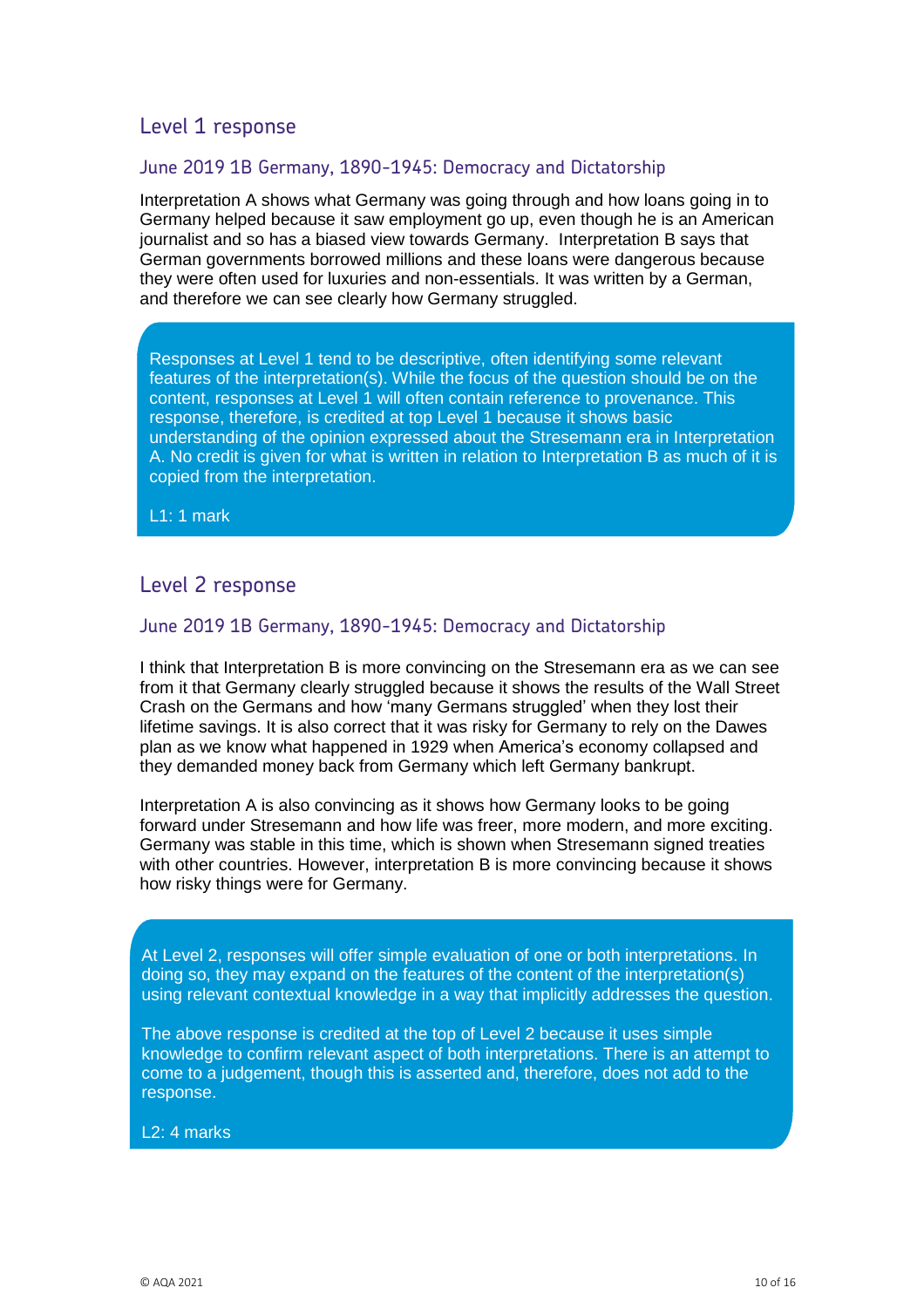## Level 1 response

### June 2019 1B Germany, 1890-1945: Democracy and Dictatorship

Interpretation A shows what Germany was going through and how loans going in to Germany helped because it saw employment go up, even though he is an American journalist and so has a biased view towards Germany. Interpretation B says that German governments borrowed millions and these loans were dangerous because they were often used for luxuries and non-essentials. It was written by a German, and therefore we can see clearly how Germany struggled.

> Responses at Level 1 tend to be descriptive, often identifying some relevant features of the interpretation(s). While the focus of the question should be on the content, responses at Level 1 will often contain reference to provenance. This response, therefore, is credited at top Level 1 because it shows basic understanding of the opinion expressed about the Stresemann era in Interpretation A. No credit is given for what is written in relation to Interpretation B as much of it is copied from the interpretation.
>
> L1: 1 mark

## Level 2 response

### June 2019 1B Germany, 1890-1945: Democracy and Dictatorship

I think that Interpretation B is more convincing on the Stresemann era as we can see from it that Germany clearly struggled because it shows the results of the Wall Street Crash on the Germans and how 'many Germans struggled' when they lost their lifetime savings. It is also correct that it was risky for Germany to rely on the Dawes plan as we know what happened in 1929 when America's economy collapsed and they demanded money back from Germany which left Germany bankrupt.

Interpretation A is also convincing as it shows how Germany looks to be going forward under Stresemann and how life was freer, more modern, and more exciting. Germany was stable in this time, which is shown when Stresemann signed treaties with other countries. However, interpretation B is more convincing because it shows how risky things were for Germany.

> At Level 2, responses will offer simple evaluation of one or both interpretations. In doing so, they may expand on the features of the content of the interpretation(s) using relevant contextual knowledge in a way that implicitly addresses the question.
>
> The above response is credited at the top of Level 2 because it uses simple knowledge to confirm relevant aspect of both interpretations. There is an attempt to come to a judgement, though this is asserted and, therefore, does not add to the response.
>
> L2: 4 marks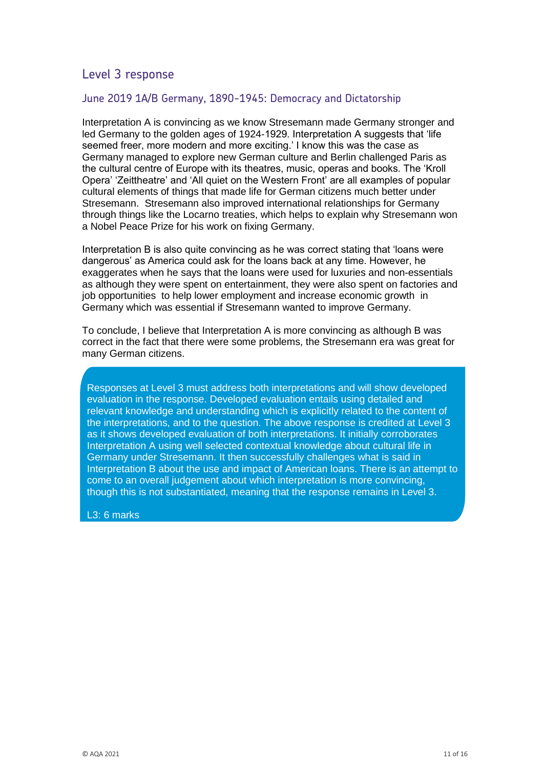## Level 3 response

### June 2019 1A/B Germany, 1890-1945: Democracy and Dictatorship

Interpretation A is convincing as we know Stresemann made Germany stronger and led Germany to the golden ages of 1924-1929. Interpretation A suggests that 'life seemed freer, more modern and more exciting.' I know this was the case as Germany managed to explore new German culture and Berlin challenged Paris as the cultural centre of Europe with its theatres, music, operas and books. The 'Kroll Opera' 'Zeittheatre' and 'All quiet on the Western Front' are all examples of popular cultural elements of things that made life for German citizens much better under Stresemann. Stresemann also improved international relationships for Germany through things like the Locarno treaties, which helps to explain why Stresemann won a Nobel Peace Prize for his work on fixing Germany.

Interpretation B is also quite convincing as he was correct stating that 'loans were dangerous' as America could ask for the loans back at any time. However, he exaggerates when he says that the loans were used for luxuries and non-essentials as although they were spent on entertainment, they were also spent on factories and job opportunities to help lower employment and increase economic growth in Germany which was essential if Stresemann wanted to improve Germany.

To conclude, I believe that Interpretation A is more convincing as although B was correct in the fact that there were some problems, the Stresemann era was great for many German citizens.

> Responses at Level 3 must address both interpretations and will show developed evaluation in the response. Developed evaluation entails using detailed and relevant knowledge and understanding which is explicitly related to the content of the interpretations, and to the question. The above response is credited at Level 3 as it shows developed evaluation of both interpretations. It initially corroborates Interpretation A using well selected contextual knowledge about cultural life in Germany under Stresemann. It then successfully challenges what is said in Interpretation B about the use and impact of American loans. There is an attempt to come to an overall judgement about which interpretation is more convincing, though this is not substantiated, meaning that the response remains in Level 3.
>
> L3: 6 marks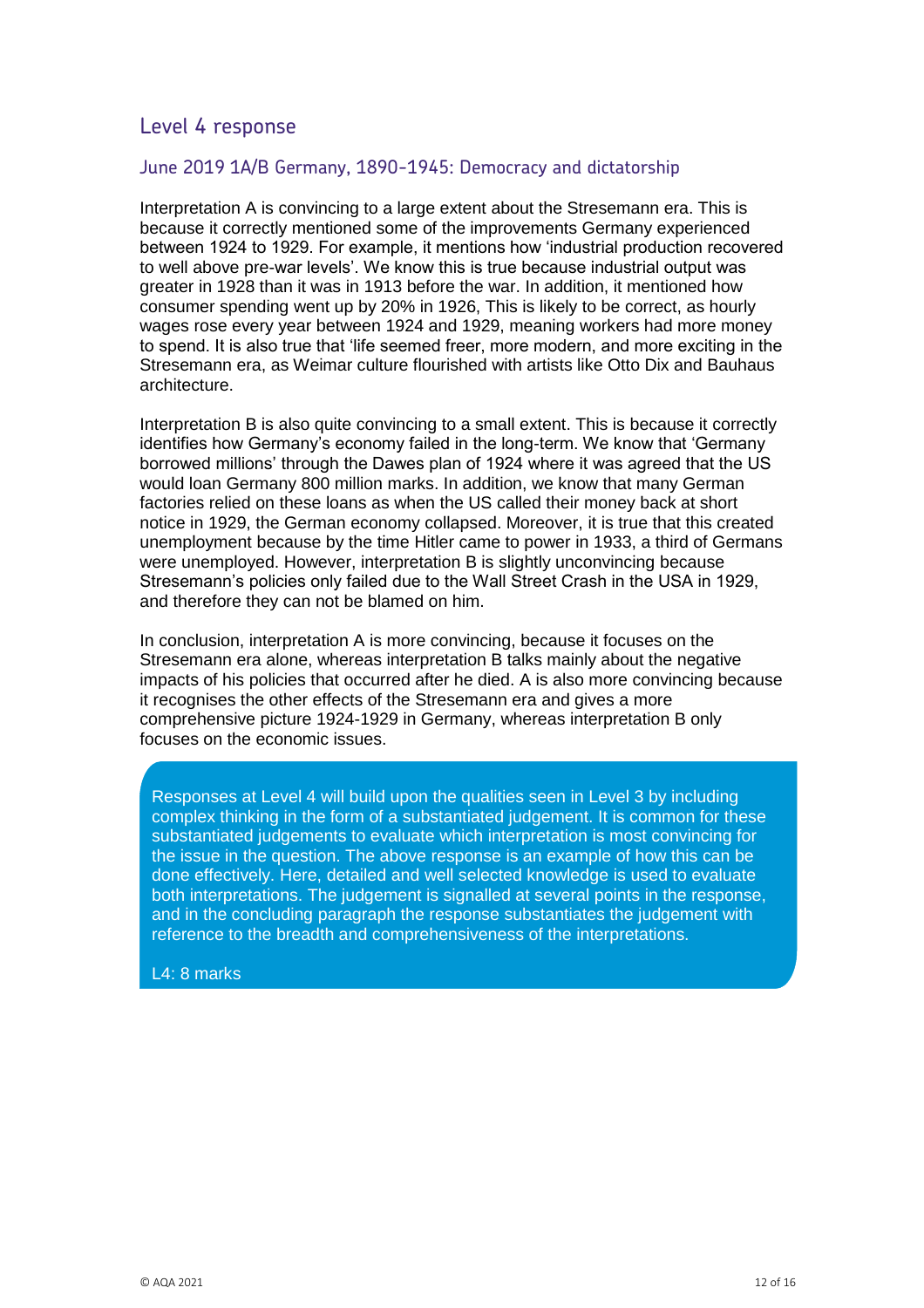## Level 4 response

### June 2019 1A/B Germany, 1890-1945: Democracy and dictatorship

Interpretation A is convincing to a large extent about the Stresemann era. This is because it correctly mentioned some of the improvements Germany experienced between 1924 to 1929. For example, it mentions how 'industrial production recovered to well above pre-war levels'. We know this is true because industrial output was greater in 1928 than it was in 1913 before the war. In addition, it mentioned how consumer spending went up by 20% in 1926, This is likely to be correct, as hourly wages rose every year between 1924 and 1929, meaning workers had more money to spend. It is also true that 'life seemed freer, more modern, and more exciting in the Stresemann era, as Weimar culture flourished with artists like Otto Dix and Bauhaus architecture.

Interpretation B is also quite convincing to a small extent. This is because it correctly identifies how Germany's economy failed in the long-term. We know that 'Germany borrowed millions' through the Dawes plan of 1924 where it was agreed that the US would loan Germany 800 million marks. In addition, we know that many German factories relied on these loans as when the US called their money back at short notice in 1929, the German economy collapsed. Moreover, it is true that this created unemployment because by the time Hitler came to power in 1933, a third of Germans were unemployed. However, interpretation B is slightly unconvincing because Stresemann's policies only failed due to the Wall Street Crash in the USA in 1929, and therefore they can not be blamed on him.

In conclusion, interpretation A is more convincing, because it focuses on the Stresemann era alone, whereas interpretation B talks mainly about the negative impacts of his policies that occurred after he died. A is also more convincing because it recognises the other effects of the Stresemann era and gives a more comprehensive picture 1924-1929 in Germany, whereas interpretation B only focuses on the economic issues.

> Responses at Level 4 will build upon the qualities seen in Level 3 by including complex thinking in the form of a substantiated judgement. It is common for these substantiated judgements to evaluate which interpretation is most convincing for the issue in the question. The above response is an example of how this can be done effectively. Here, detailed and well selected knowledge is used to evaluate both interpretations. The judgement is signalled at several points in the response, and in the concluding paragraph the response substantiates the judgement with reference to the breadth and comprehensiveness of the interpretations.
>
> L4: 8 marks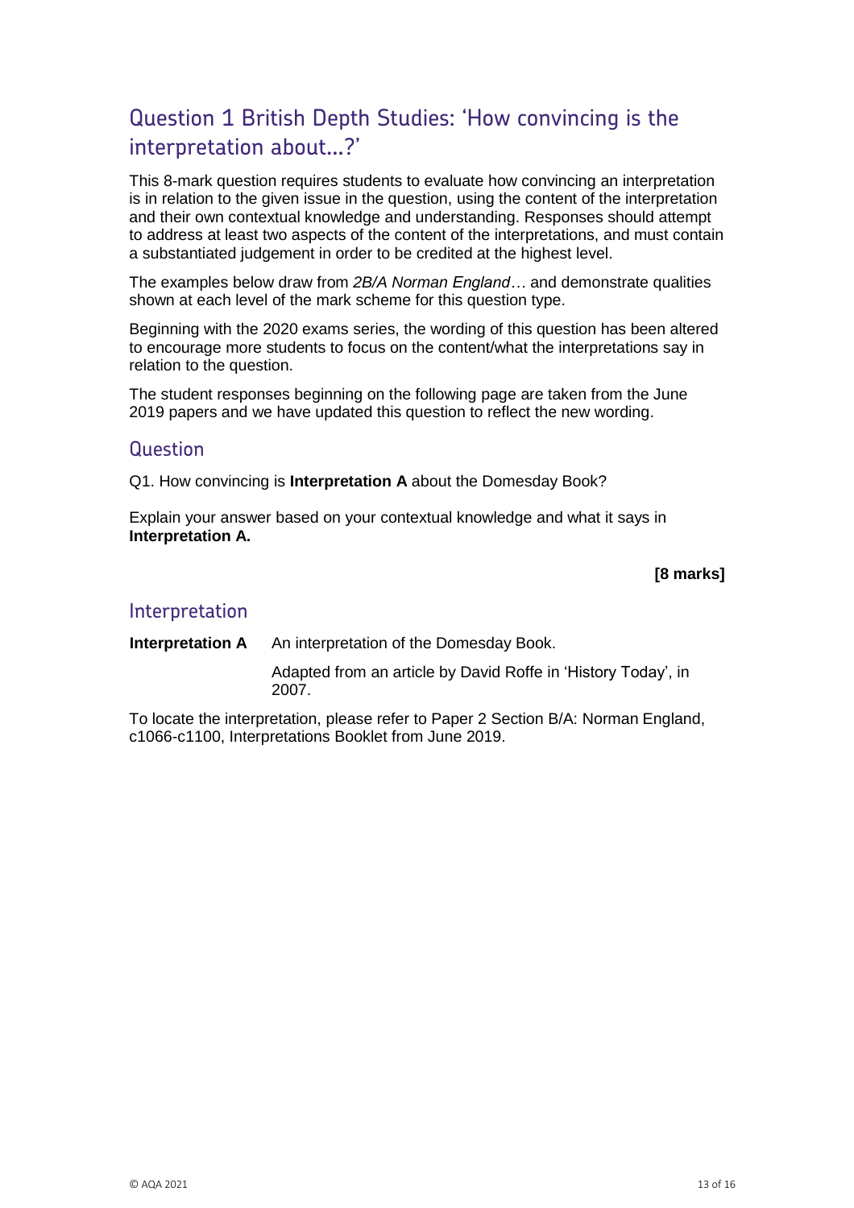## Question 1 British Depth Studies: 'How convincing is the interpretation about...?'

This 8-mark question requires students to evaluate how convincing an interpretation is in relation to the given issue in the question, using the content of the interpretation and their own contextual knowledge and understanding. Responses should attempt to address at least two aspects of the content of the interpretations, and must contain a substantiated judgement in order to be credited at the highest level.

The examples below draw from *2B/A Norman England*… and demonstrate qualities shown at each level of the mark scheme for this question type.

Beginning with the 2020 exams series, the wording of this question has been altered to encourage more students to focus on the content/what the interpretations say in relation to the question.

The student responses beginning on the following page are taken from the June 2019 papers and we have updated this question to reflect the new wording.

### Question

Q1. How convincing is **Interpretation A** about the Domesday Book?

Explain your answer based on your contextual knowledge and what it says in **Interpretation A.**

**[8 marks]**

### Interpretation

**Interpretation A** An interpretation of the Domesday Book.

Adapted from an article by David Roffe in 'History Today', in 2007.

To locate the interpretation, please refer to Paper 2 Section B/A: Norman England, c1066-c1100, Interpretations Booklet from June 2019.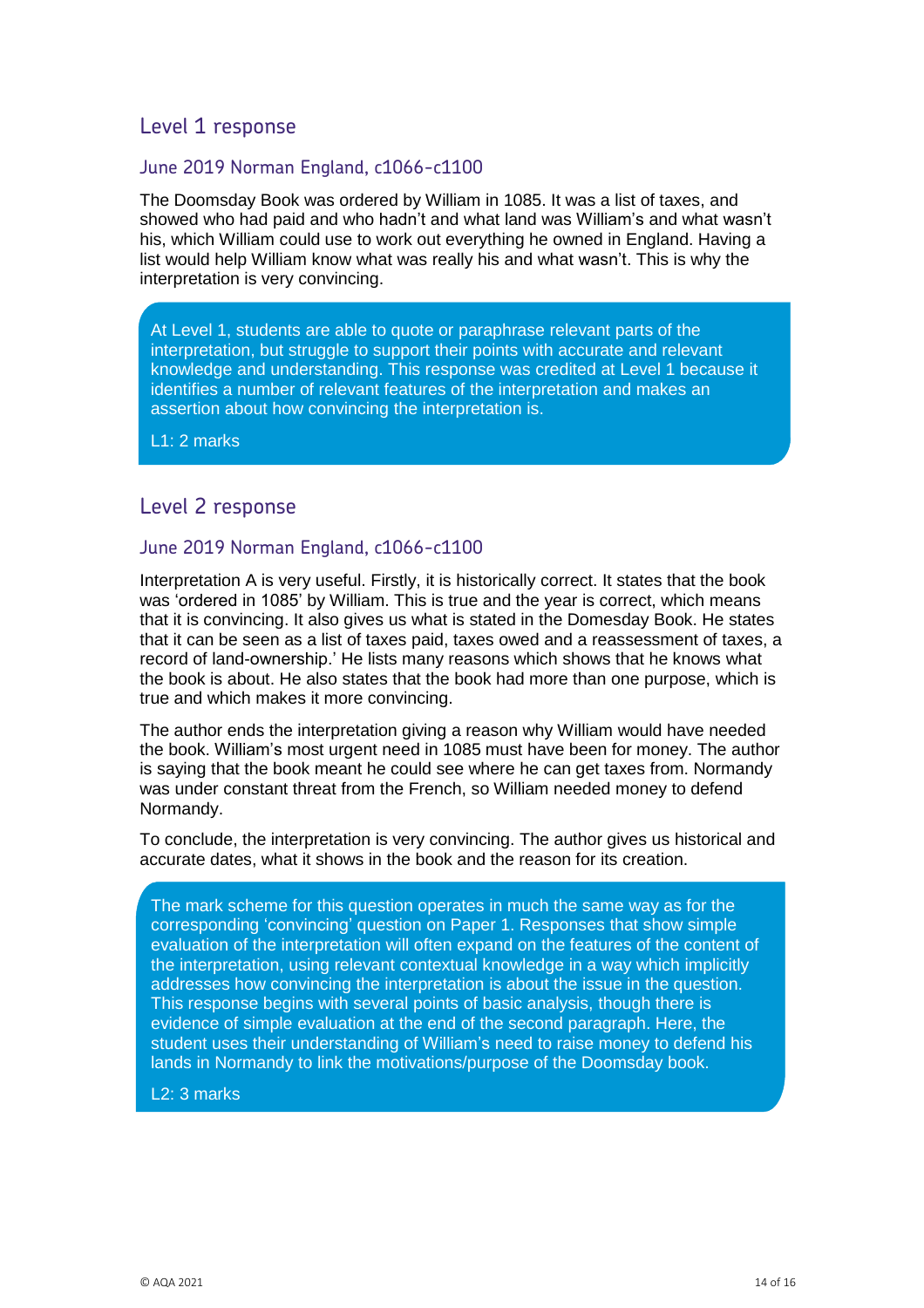## Level 1 response

### June 2019 Norman England, c1066-c1100

The Doomsday Book was ordered by William in 1085. It was a list of taxes, and showed who had paid and who hadn't and what land was William's and what wasn't his, which William could use to work out everything he owned in England. Having a list would help William know what was really his and what wasn't. This is why the interpretation is very convincing.

> At Level 1, students are able to quote or paraphrase relevant parts of the interpretation, but struggle to support their points with accurate and relevant knowledge and understanding. This response was credited at Level 1 because it identifies a number of relevant features of the interpretation and makes an assertion about how convincing the interpretation is.
>
> L1: 2 marks

## Level 2 response

### June 2019 Norman England, c1066-c1100

Interpretation A is very useful. Firstly, it is historically correct. It states that the book was 'ordered in 1085' by William. This is true and the year is correct, which means that it is convincing. It also gives us what is stated in the Domesday Book. He states that it can be seen as a list of taxes paid, taxes owed and a reassessment of taxes, a record of land-ownership.' He lists many reasons which shows that he knows what the book is about. He also states that the book had more than one purpose, which is true and which makes it more convincing.

The author ends the interpretation giving a reason why William would have needed the book. William's most urgent need in 1085 must have been for money. The author is saying that the book meant he could see where he can get taxes from. Normandy was under constant threat from the French, so William needed money to defend Normandy.

To conclude, the interpretation is very convincing. The author gives us historical and accurate dates, what it shows in the book and the reason for its creation.

> The mark scheme for this question operates in much the same way as for the corresponding 'convincing' question on Paper 1. Responses that show simple evaluation of the interpretation will often expand on the features of the content of the interpretation, using relevant contextual knowledge in a way which implicitly addresses how convincing the interpretation is about the issue in the question. This response begins with several points of basic analysis, though there is evidence of simple evaluation at the end of the second paragraph. Here, the student uses their understanding of William's need to raise money to defend his lands in Normandy to link the motivations/purpose of the Doomsday book.
>
> L2: 3 marks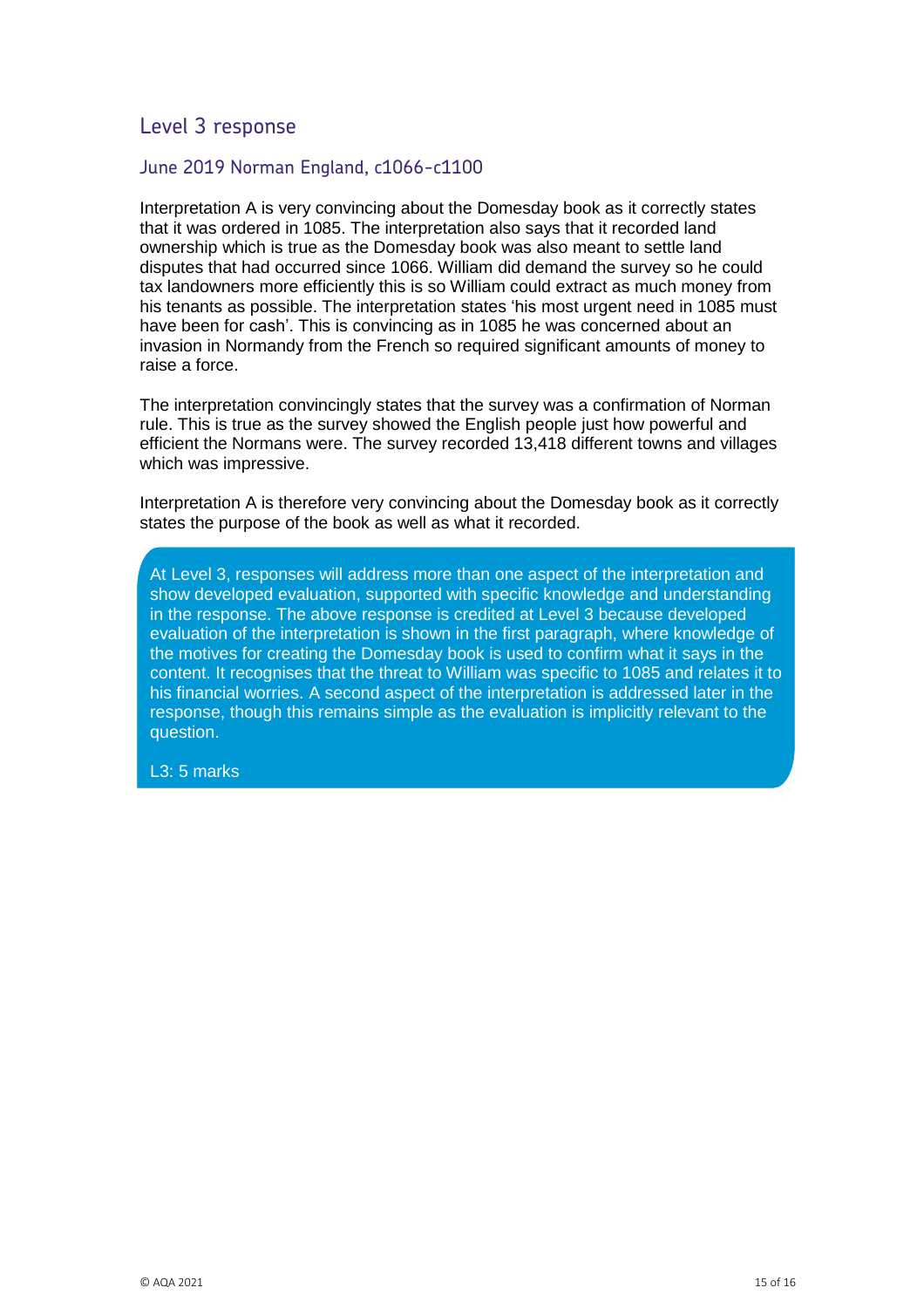## Level 3 response

### June 2019 Norman England, c1066-c1100

Interpretation A is very convincing about the Domesday book as it correctly states that it was ordered in 1085. The interpretation also says that it recorded land ownership which is true as the Domesday book was also meant to settle land disputes that had occurred since 1066. William did demand the survey so he could tax landowners more efficiently this is so William could extract as much money from his tenants as possible. The interpretation states 'his most urgent need in 1085 must have been for cash'. This is convincing as in 1085 he was concerned about an invasion in Normandy from the French so required significant amounts of money to raise a force.

The interpretation convincingly states that the survey was a confirmation of Norman rule. This is true as the survey showed the English people just how powerful and efficient the Normans were. The survey recorded 13,418 different towns and villages which was impressive.

Interpretation A is therefore very convincing about the Domesday book as it correctly states the purpose of the book as well as what it recorded.

At Level 3, responses will address more than one aspect of the interpretation and show developed evaluation, supported with specific knowledge and understanding in the response. The above response is credited at Level 3 because developed evaluation of the interpretation is shown in the first paragraph, where knowledge of the motives for creating the Domesday book is used to confirm what it says in the content. It recognises that the threat to William was specific to 1085 and relates it to his financial worries. A second aspect of the interpretation is addressed later in the response, though this remains simple as the evaluation is implicitly relevant to the question.

L3: 5 marks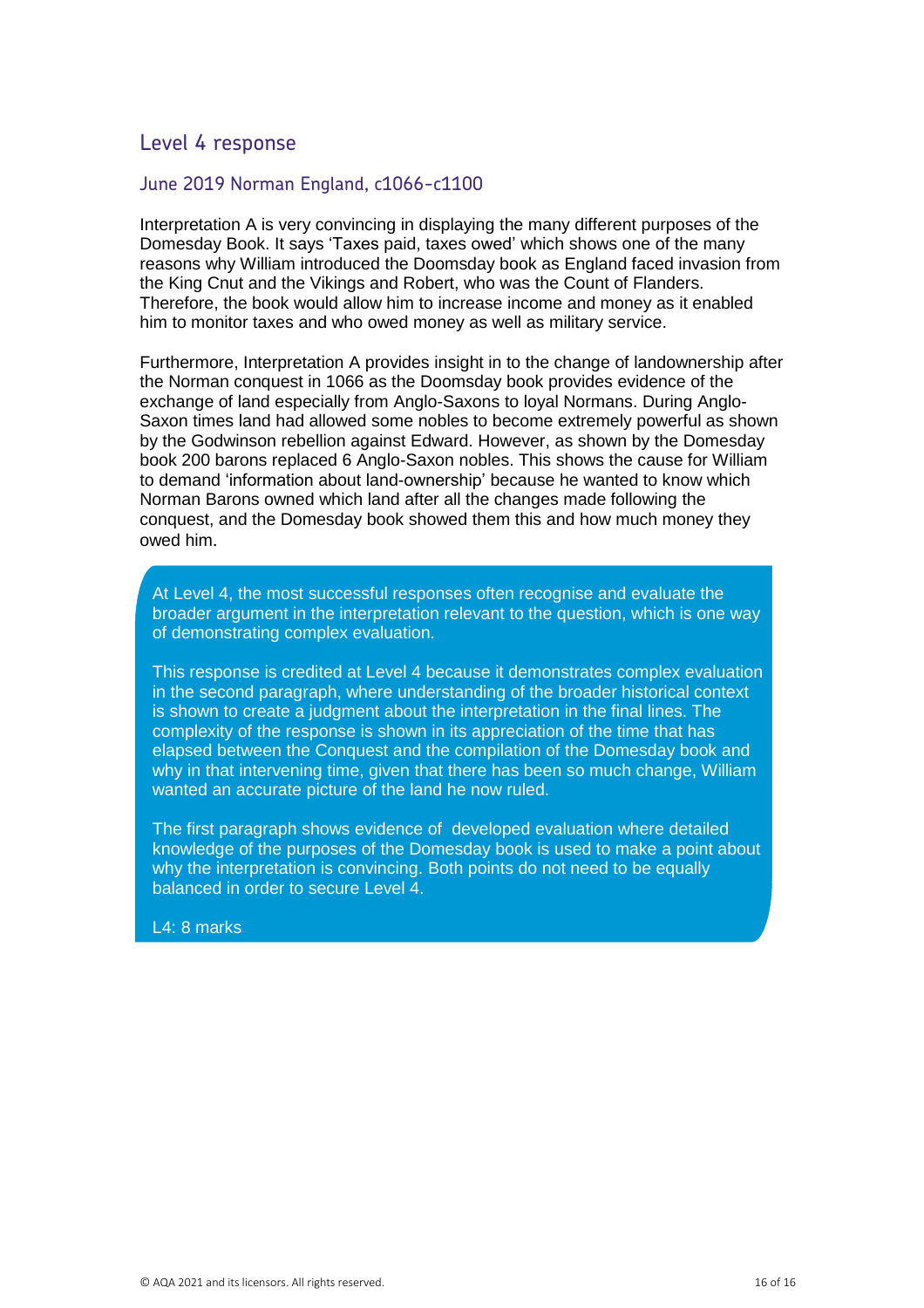## Level 4 response

### June 2019 Norman England, c1066-c1100

Interpretation A is very convincing in displaying the many different purposes of the Domesday Book. It says 'Taxes paid, taxes owed' which shows one of the many reasons why William introduced the Doomsday book as England faced invasion from the King Cnut and the Vikings and Robert, who was the Count of Flanders. Therefore, the book would allow him to increase income and money as it enabled him to monitor taxes and who owed money as well as military service.

Furthermore, Interpretation A provides insight in to the change of landownership after the Norman conquest in 1066 as the Doomsday book provides evidence of the exchange of land especially from Anglo-Saxons to loyal Normans. During Anglo-Saxon times land had allowed some nobles to become extremely powerful as shown by the Godwinson rebellion against Edward. However, as shown by the Domesday book 200 barons replaced 6 Anglo-Saxon nobles. This shows the cause for William to demand 'information about land-ownership' because he wanted to know which Norman Barons owned which land after all the changes made following the conquest, and the Domesday book showed them this and how much money they owed him.

> At Level 4, the most successful responses often recognise and evaluate the broader argument in the interpretation relevant to the question, which is one way of demonstrating complex evaluation.
>
> This response is credited at Level 4 because it demonstrates complex evaluation in the second paragraph, where understanding of the broader historical context is shown to create a judgment about the interpretation in the final lines. The complexity of the response is shown in its appreciation of the time that has elapsed between the Conquest and the compilation of the Domesday book and why in that intervening time, given that there has been so much change, William wanted an accurate picture of the land he now ruled.
>
> The first paragraph shows evidence of developed evaluation where detailed knowledge of the purposes of the Domesday book is used to make a point about why the interpretation is convincing. Both points do not need to be equally balanced in order to secure Level 4.
>
> L4: 8 marks